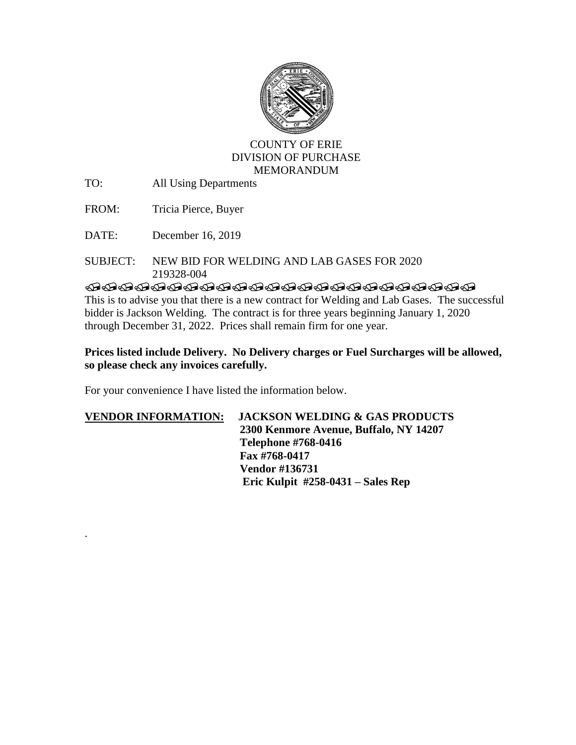COUNTY OF ERIE
DIVISION OF PURCHASE
MEMORANDUM

TO: All Using Departments

FROM: Tricia Pierce, Buyer

DATE: December 16, 2019

SUBJECT: NEW BID FOR WELDING AND LAB GASES FOR 2020
219328-004

This is to advise you that there is a new contract for Welding and Lab Gases. The successful bidder is Jackson Welding. The contract is for three years beginning January 1, 2020 through December 31, 2022. Prices shall remain firm for one year.

**Prices listed include Delivery. No Delivery charges or Fuel Surcharges will be allowed, so please check any invoices carefully.**

For your convenience I have listed the information below.

**<u>VENDOR INFORMATION:</u>** **JACKSON WELDING & GAS PRODUCTS**
**2300 Kenmore Avenue, Buffalo, NY 14207**
**Telephone #768-0416**
**Fax #768-0417**
**Vendor #136731**
**Eric Kulpit #258-0431 – Sales Rep**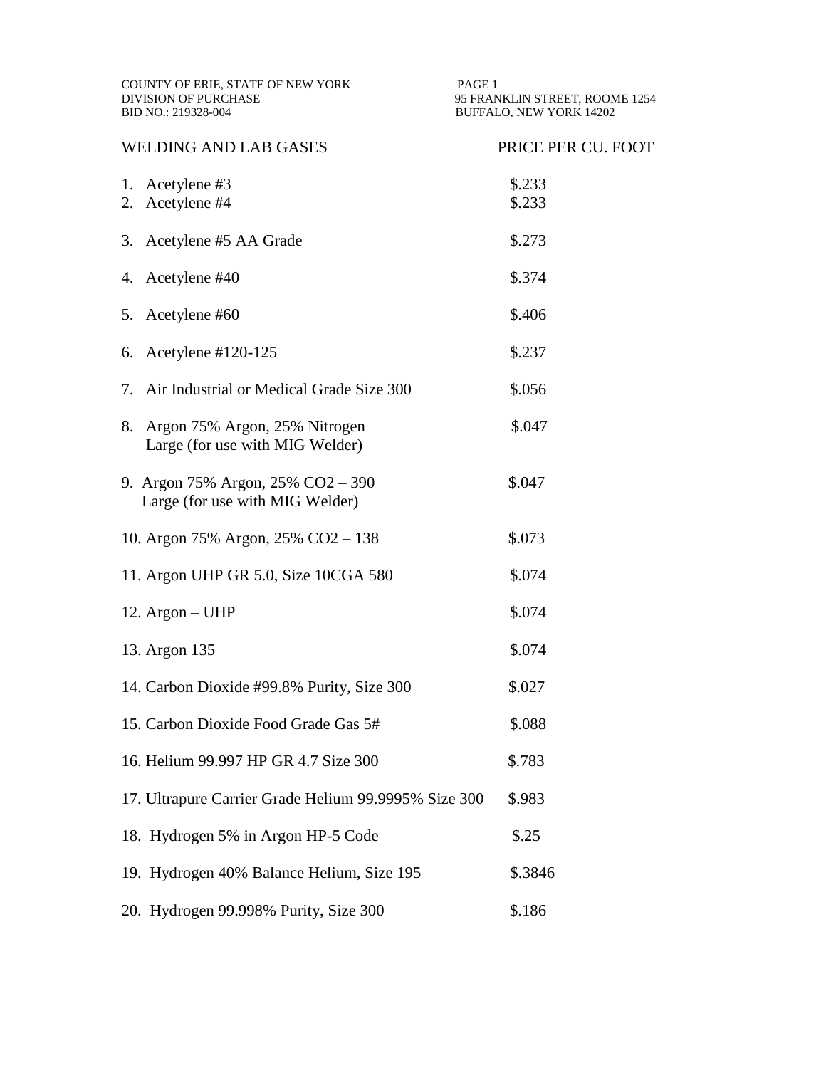COUNTY OF ERIE, STATE OF NEW YORK
DIVISION OF PURCHASE
BID NO.: 219328-004

PAGE 1
95 FRANKLIN STREET, ROOME 1254
BUFFALO, NEW YORK 14202

| WELDING AND LAB GASES | PRICE PER CU. FOOT |
|---|---|
| 1. Acetylene #3 | \$.233 |
| 2. Acetylene #4 | \$.233 |
| 3. Acetylene #5 AA Grade | \$.273 |
| 4. Acetylene #40 | \$.374 |
| 5. Acetylene #60 | \$.406 |
| 6. Acetylene #120-125 | \$.237 |
| 7. Air Industrial or Medical Grade Size 300 | \$.056 |
| 8. Argon 75% Argon, 25% Nitrogen Large (for use with MIG Welder) | \$.047 |
| 9. Argon 75% Argon, 25% CO2 – 390 Large (for use with MIG Welder) | \$.047 |
| 10. Argon 75% Argon, 25% CO2 – 138 | \$.073 |
| 11. Argon UHP GR 5.0, Size 10CGA 580 | \$.074 |
| 12. Argon – UHP | \$.074 |
| 13. Argon 135 | \$.074 |
| 14. Carbon Dioxide #99.8% Purity, Size 300 | \$.027 |
| 15. Carbon Dioxide Food Grade Gas 5# | \$.088 |
| 16. Helium 99.997 HP GR 4.7 Size 300 | \$.783 |
| 17. Ultrapure Carrier Grade Helium 99.9995% Size 300 | \$.983 |
| 18. Hydrogen 5% in Argon HP-5 Code | \$.25 |
| 19. Hydrogen 40% Balance Helium, Size 195 | \$.3846 |
| 20. Hydrogen 99.998% Purity, Size 300 | \$.186 |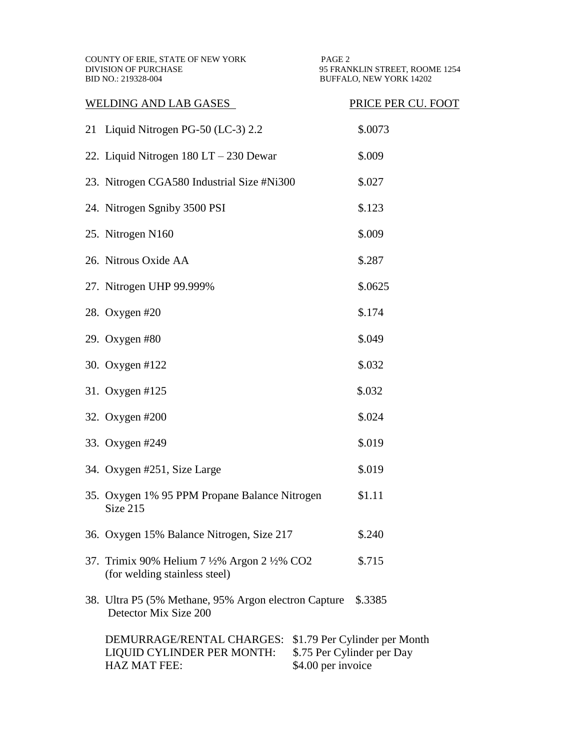COUNTY OF ERIE, STATE OF NEW YORK
DIVISION OF PURCHASE
BID NO.: 219328-004

95 FRANKLIN STREET, ROOME 1254
BUFFALO, NEW YORK 14202

| WELDING AND LAB GASES | PRICE PER CU. FOOT |
|---|---|
| 21 Liquid Nitrogen PG-50 (LC-3) 2.2 | \$.0073 |
| 22. Liquid Nitrogen 180 LT – 230 Dewar | \$.009 |
| 23. Nitrogen CGA580 Industrial Size #Ni300 | \$.027 |
| 24. Nitrogen Sgniby 3500 PSI | \$.123 |
| 25. Nitrogen N160 | \$.009 |
| 26. Nitrous Oxide AA | \$.287 |
| 27. Nitrogen UHP 99.999% | \$.0625 |
| 28. Oxygen #20 | \$.174 |
| 29. Oxygen #80 | \$.049 |
| 30. Oxygen #122 | \$.032 |
| 31. Oxygen #125 | \$.032 |
| 32. Oxygen #200 | \$.024 |
| 33. Oxygen #249 | \$.019 |
| 34. Oxygen #251, Size Large | \$.019 |
| 35. Oxygen 1% 95 PPM Propane Balance Nitrogen Size 215 | \$1.11 |
| 36. Oxygen 15% Balance Nitrogen, Size 217 | \$.240 |
| 37. Trimix 90% Helium 7 ½% Argon 2 ½% CO2 (for welding stainless steel) | \$.715 |
| 38. Ultra P5 (5% Methane, 95% Argon electron Capture Detector Mix Size 200 | \$.3385 |

| | |
|---|---|
| DEMURRAGE/RENTAL CHARGES: | \$1.79 Per Cylinder per Month |
| LIQUID CYLINDER PER MONTH: | \$.75 Per Cylinder per Day |
| HAZ MAT FEE: | \$4.00 per invoice |